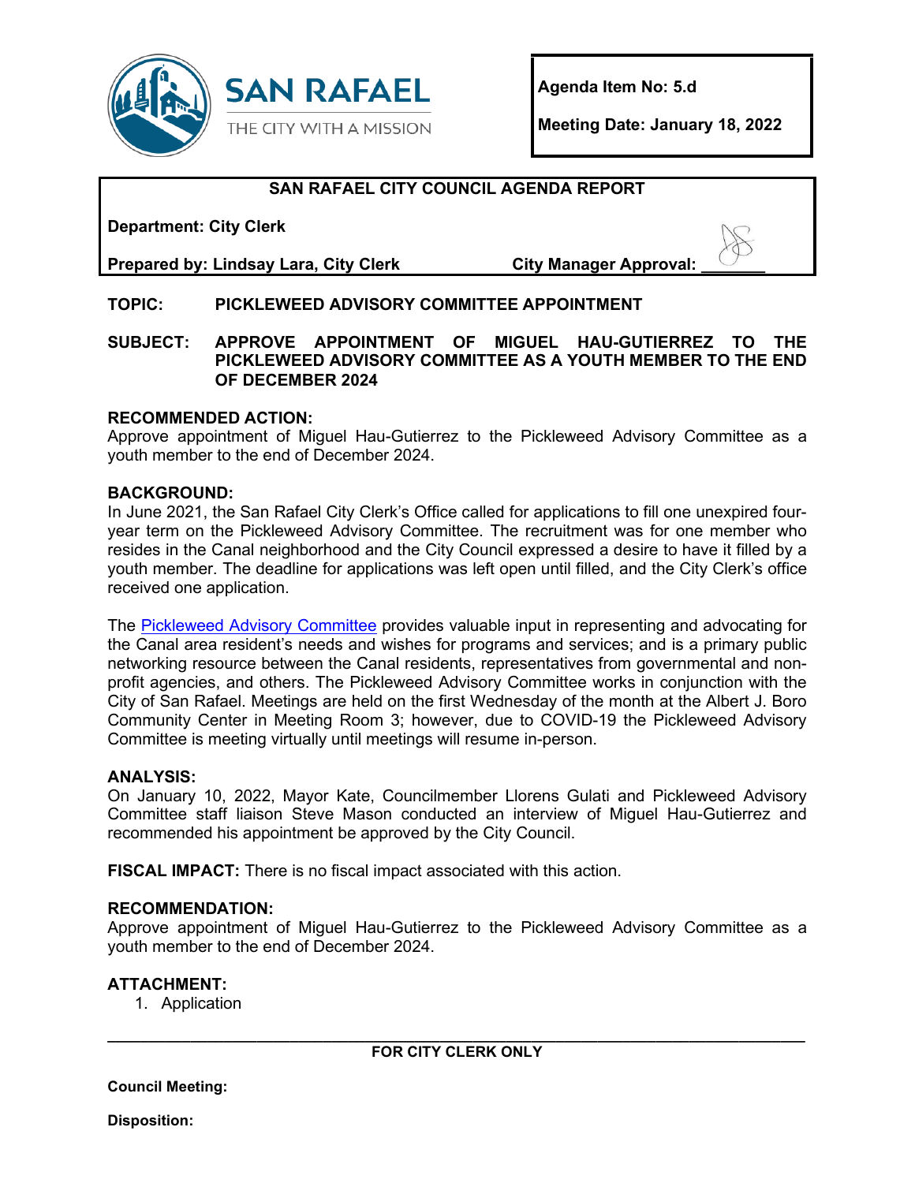SAN RAFAEL
THE CITY WITH A MISSION

**Agenda Item No: 5.d**

**Meeting Date: January 18, 2022**

## SAN RAFAEL CITY COUNCIL AGENDA REPORT

**Department: City Clerk**

**Prepared by: Lindsay Lara, City Clerk** **City Manager Approval: \_\_\_\_\_\_\_**

**TOPIC:** **PICKLEWEED ADVISORY COMMITTEE APPOINTMENT**

**SUBJECT:** **APPROVE APPOINTMENT OF MIGUEL HAU-GUTIERREZ TO THE PICKLEWEED ADVISORY COMMITTEE AS A YOUTH MEMBER TO THE END OF DECEMBER 2024**

**RECOMMENDED ACTION:**
Approve appointment of Miguel Hau-Gutierrez to the Pickleweed Advisory Committee as a youth member to the end of December 2024.

**BACKGROUND:**
In June 2021, the San Rafael City Clerk's Office called for applications to fill one unexpired four-year term on the Pickleweed Advisory Committee. The recruitment was for one member who resides in the Canal neighborhood and the City Council expressed a desire to have it filled by a youth member. The deadline for applications was left open until filled, and the City Clerk's office received one application.

The Pickleweed Advisory Committee provides valuable input in representing and advocating for the Canal area resident's needs and wishes for programs and services; and is a primary public networking resource between the Canal residents, representatives from governmental and non-profit agencies, and others. The Pickleweed Advisory Committee works in conjunction with the City of San Rafael. Meetings are held on the first Wednesday of the month at the Albert J. Boro Community Center in Meeting Room 3; however, due to COVID-19 the Pickleweed Advisory Committee is meeting virtually until meetings will resume in-person.

**ANALYSIS:**
On January 10, 2022, Mayor Kate, Councilmember Llorens Gulati and Pickleweed Advisory Committee staff liaison Steve Mason conducted an interview of Miguel Hau-Gutierrez and recommended his appointment be approved by the City Council.

**FISCAL IMPACT:** There is no fiscal impact associated with this action.

**RECOMMENDATION:**
Approve appointment of Miguel Hau-Gutierrez to the Pickleweed Advisory Committee as a youth member to the end of December 2024.

**ATTACHMENT:**
1. Application

---

**FOR CITY CLERK ONLY**

**Council Meeting:**

**Disposition:**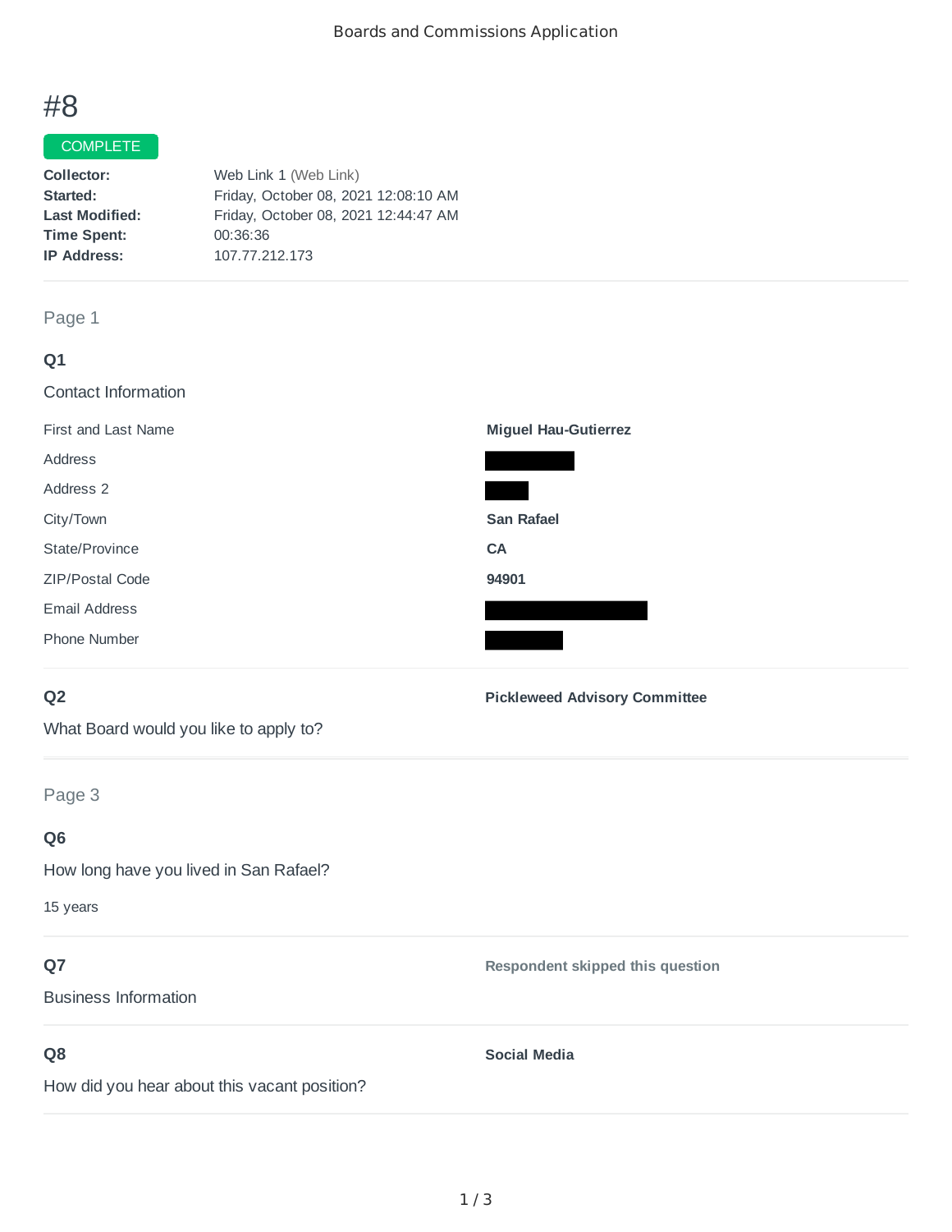Boards and Commissions Application

# #8

COMPLETE

| | |
|---|---|
| **Collector:** | Web Link 1 (Web Link) |
| **Started:** | Friday, October 08, 2021 12:08:10 AM |
| **Last Modified:** | Friday, October 08, 2021 12:44:47 AM |
| **Time Spent:** | 00:36:36 |
| **IP Address:** | 107.77.212.173 |

## Page 1

### Q1

Contact Information

| | |
|---|---|
| First and Last Name | **Miguel Hau-Gutierrez** |
| Address | [REDACTED] |
| Address 2 | [REDACTED] |
| City/Town | **San Rafael** |
| State/Province | **CA** |
| ZIP/Postal Code | **94901** |
| Email Address | [REDACTED] |
| Phone Number | [REDACTED] |

### Q2

What Board would you like to apply to?

**Pickleweed Advisory Committee**

## Page 3

### Q6

How long have you lived in San Rafael?

15 years

### Q7

Business Information

**Respondent skipped this question**

### Q8

How did you hear about this vacant position?

**Social Media**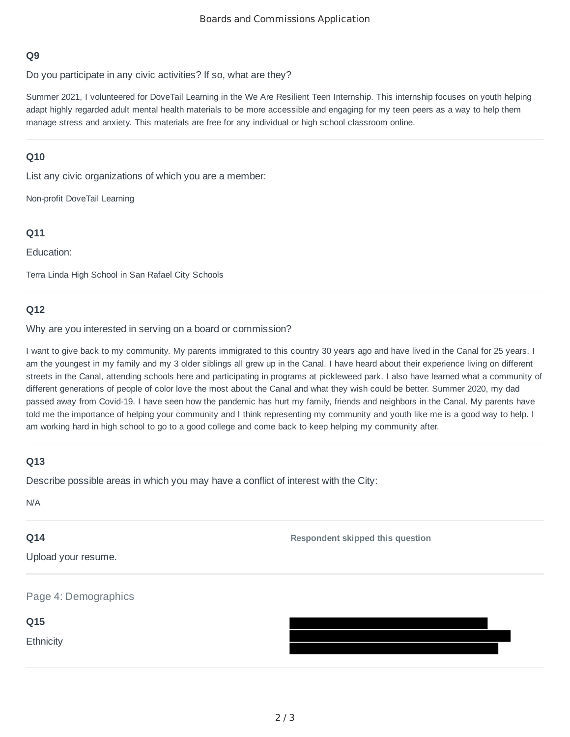**Q9**

Do you participate in any civic activities? If so, what are they?

Summer 2021, I volunteered for DoveTail Learning in the We Are Resilient Teen Internship. This internship focuses on youth helping adapt highly regarded adult mental health materials to be more accessible and engaging for my teen peers as a way to help them manage stress and anxiety. This materials are free for any individual or high school classroom online.

---

**Q10**

List any civic organizations of which you are a member:

Non-profit DoveTail Learning

---

**Q11**

Education:

Terra Linda High School in San Rafael City Schools

---

**Q12**

Why are you interested in serving on a board or commission?

I want to give back to my community. My parents immigrated to this country 30 years ago and have lived in the Canal for 25 years. I am the youngest in my family and my 3 older siblings all grew up in the Canal. I have heard about their experience living on different streets in the Canal, attending schools here and participating in programs at pickleweed park. I also have learned what a community of different generations of people of color love the most about the Canal and what they wish could be better. Summer 2020, my dad passed away from Covid-19. I have seen how the pandemic has hurt my family, friends and neighbors in the Canal. My parents have told me the importance of helping your community and I think representing my community and youth like me is a good way to help. I am working hard in high school to go to a good college and come back to keep helping my community after.

---

**Q13**

Describe possible areas in which you may have a conflict of interest with the City:

N/A

---

**Q14** — **Respondent skipped this question**

Upload your resume.

---

Page 4: Demographics

**Q15**

Ethnicity

[REDACTED]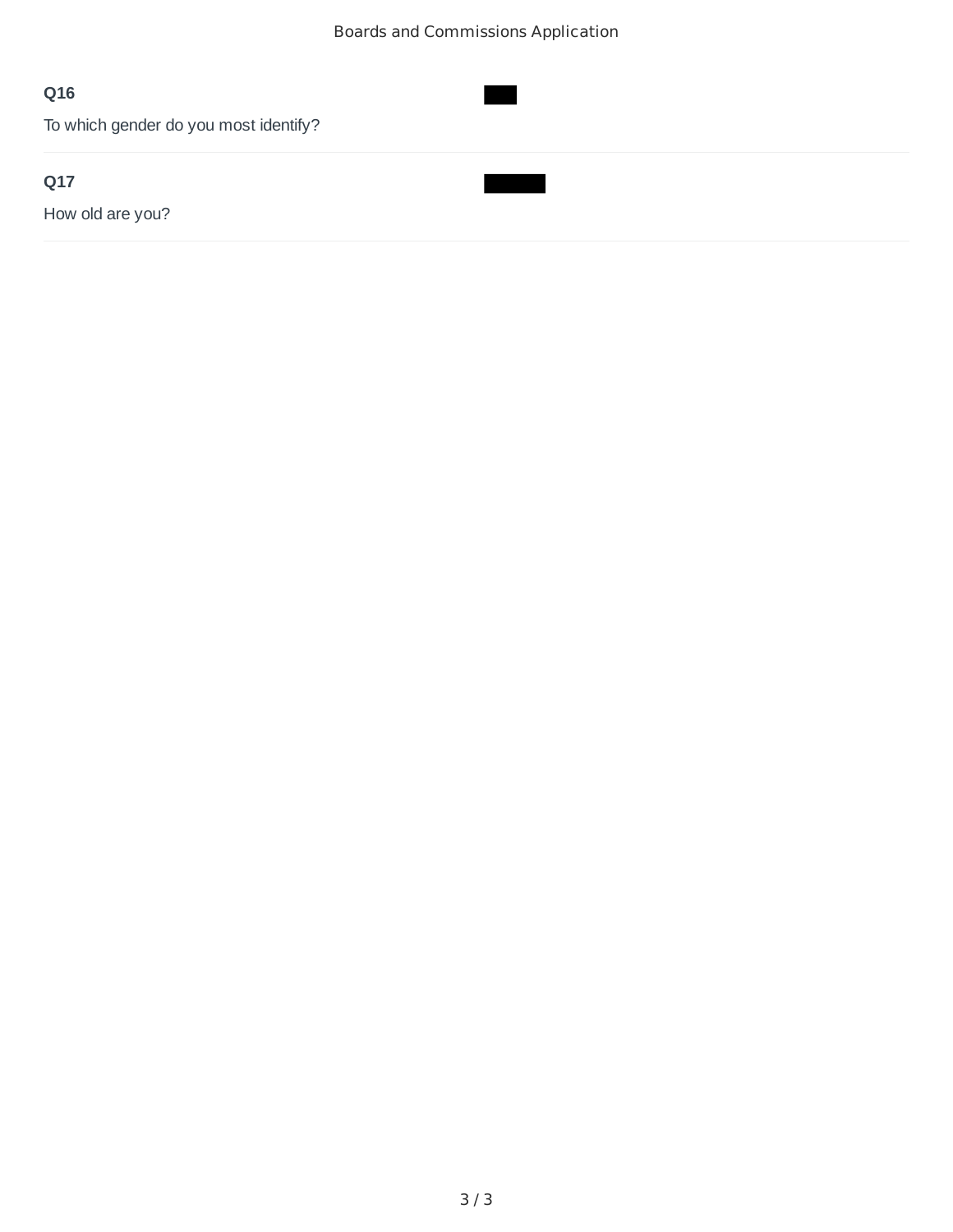**Q16**

To which gender do you most identify?

---

**Q17**

How old are you?

---